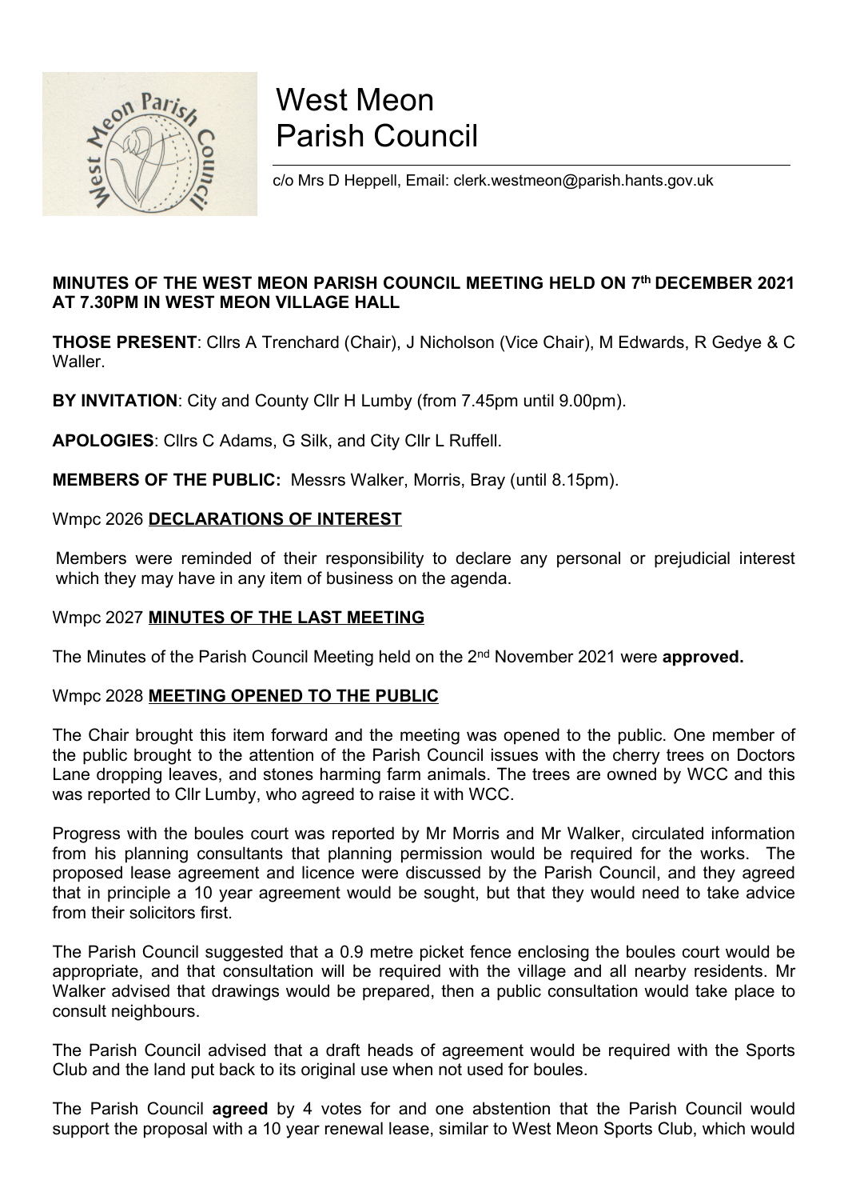# West Meon Parish Council

c/o Mrs D Heppell, Email: clerk.westmeon@parish.hants.gov.uk

**MINUTES OF THE WEST MEON PARISH COUNCIL MEETING HELD ON 7th DECEMBER 2021 AT 7.30PM IN WEST MEON VILLAGE HALL**

**THOSE PRESENT**: Cllrs A Trenchard (Chair), J Nicholson (Vice Chair), M Edwards, R Gedye & C Waller.

**BY INVITATION**: City and County Cllr H Lumby (from 7.45pm until 9.00pm).

**APOLOGIES**: Cllrs C Adams, G Silk, and City Cllr L Ruffell.

**MEMBERS OF THE PUBLIC:** Messrs Walker, Morris, Bray (until 8.15pm).

Wmpc 2026 **DECLARATIONS OF INTEREST**

Members were reminded of their responsibility to declare any personal or prejudicial interest which they may have in any item of business on the agenda.

Wmpc 2027 **MINUTES OF THE LAST MEETING**

The Minutes of the Parish Council Meeting held on the 2nd November 2021 were **approved.**

Wmpc 2028 **MEETING OPENED TO THE PUBLIC**

The Chair brought this item forward and the meeting was opened to the public. One member of the public brought to the attention of the Parish Council issues with the cherry trees on Doctors Lane dropping leaves, and stones harming farm animals. The trees are owned by WCC and this was reported to Cllr Lumby, who agreed to raise it with WCC.

Progress with the boules court was reported by Mr Morris and Mr Walker, circulated information from his planning consultants that planning permission would be required for the works. The proposed lease agreement and licence were discussed by the Parish Council, and they agreed that in principle a 10 year agreement would be sought, but that they would need to take advice from their solicitors first.

The Parish Council suggested that a 0.9 metre picket fence enclosing the boules court would be appropriate, and that consultation will be required with the village and all nearby residents. Mr Walker advised that drawings would be prepared, then a public consultation would take place to consult neighbours.

The Parish Council advised that a draft heads of agreement would be required with the Sports Club and the land put back to its original use when not used for boules.

The Parish Council **agreed** by 4 votes for and one abstention that the Parish Council would support the proposal with a 10 year renewal lease, similar to West Meon Sports Club, which would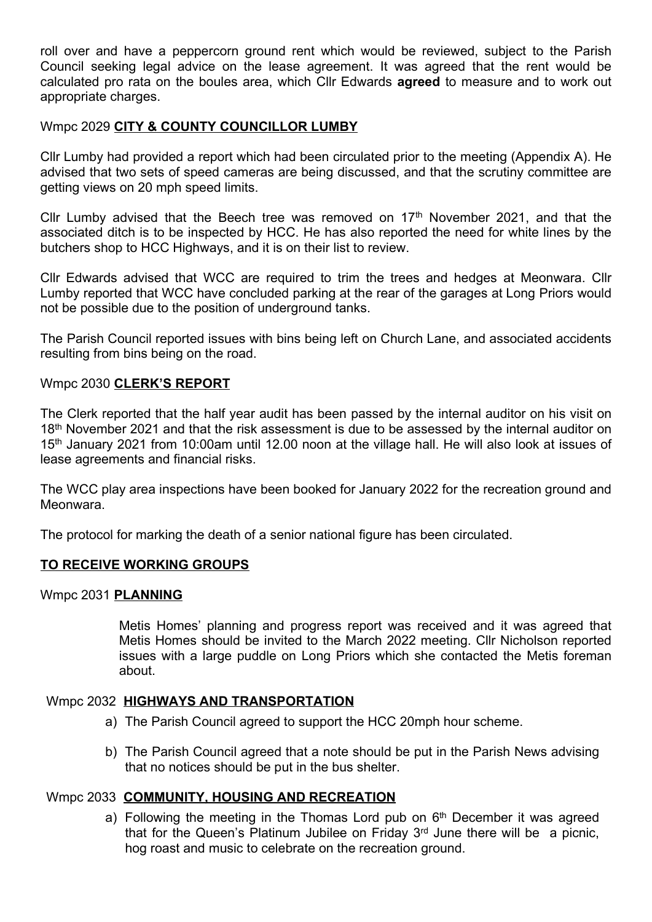roll over and have a peppercorn ground rent which would be reviewed, subject to the Parish Council seeking legal advice on the lease agreement. It was agreed that the rent would be calculated pro rata on the boules area, which Cllr Edwards **agreed** to measure and to work out appropriate charges.

### Wmpc 2029 **CITY & COUNTY COUNCILLOR LUMBY**

Cllr Lumby had provided a report which had been circulated prior to the meeting (Appendix A). He advised that two sets of speed cameras are being discussed, and that the scrutiny committee are getting views on 20 mph speed limits.

Cllr Lumby advised that the Beech tree was removed on 17th November 2021, and that the associated ditch is to be inspected by HCC. He has also reported the need for white lines by the butchers shop to HCC Highways, and it is on their list to review.

Cllr Edwards advised that WCC are required to trim the trees and hedges at Meonwara. Cllr Lumby reported that WCC have concluded parking at the rear of the garages at Long Priors would not be possible due to the position of underground tanks.

The Parish Council reported issues with bins being left on Church Lane, and associated accidents resulting from bins being on the road.

### Wmpc 2030 **CLERK'S REPORT**

The Clerk reported that the half year audit has been passed by the internal auditor on his visit on 18th November 2021 and that the risk assessment is due to be assessed by the internal auditor on 15th January 2021 from 10:00am until 12.00 noon at the village hall. He will also look at issues of lease agreements and financial risks.

The WCC play area inspections have been booked for January 2022 for the recreation ground and Meonwara.

The protocol for marking the death of a senior national figure has been circulated.

## **TO RECEIVE WORKING GROUPS**

### Wmpc 2031 **PLANNING**

Metis Homes' planning and progress report was received and it was agreed that Metis Homes should be invited to the March 2022 meeting. Cllr Nicholson reported issues with a large puddle on Long Priors which she contacted the Metis foreman about.

### Wmpc 2032 **HIGHWAYS AND TRANSPORTATION**

a) The Parish Council agreed to support the HCC 20mph hour scheme.

b) The Parish Council agreed that a note should be put in the Parish News advising that no notices should be put in the bus shelter.

### Wmpc 2033 **COMMUNITY, HOUSING AND RECREATION**

a) Following the meeting in the Thomas Lord pub on 6th December it was agreed that for the Queen's Platinum Jubilee on Friday 3rd June there will be a picnic, hog roast and music to celebrate on the recreation ground.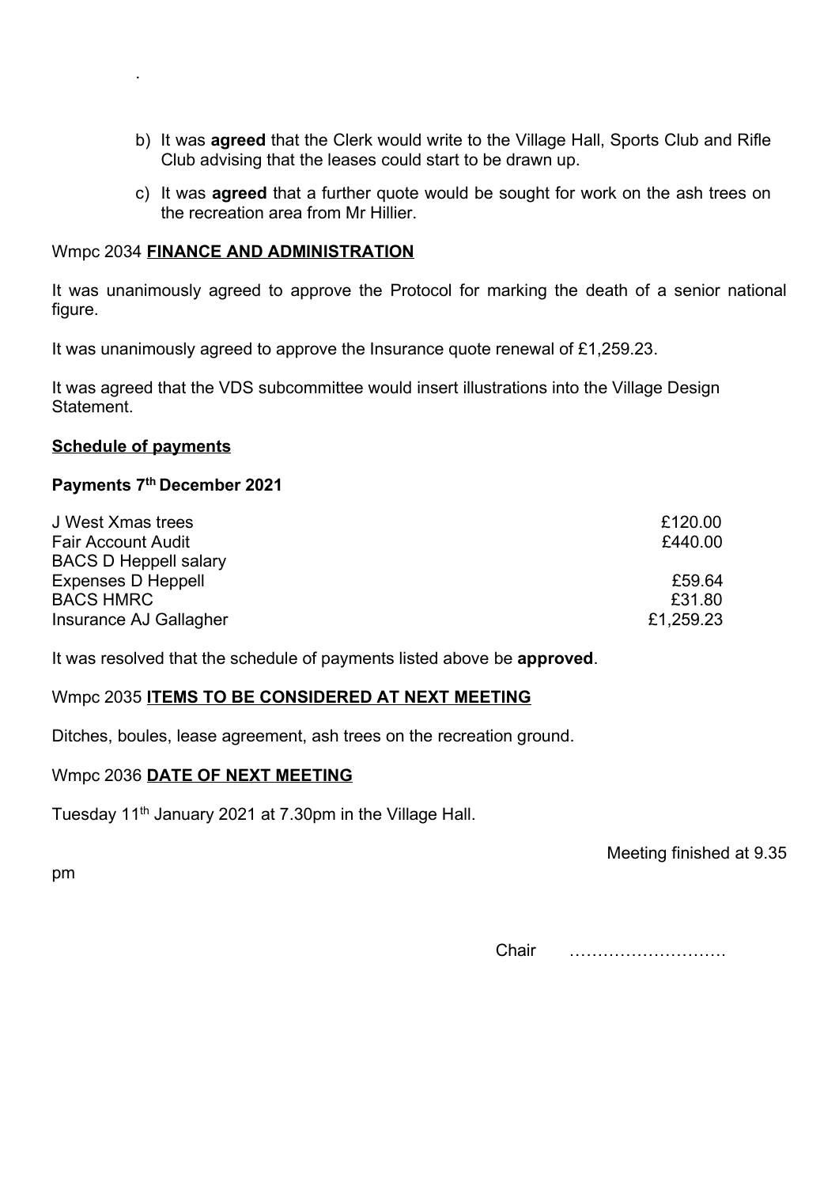.

b) It was **agreed** that the Clerk would write to the Village Hall, Sports Club and Rifle Club advising that the leases could start to be drawn up.

c) It was **agreed** that a further quote would be sought for work on the ash trees on the recreation area from Mr Hillier.

Wmpc 2034 **FINANCE AND ADMINISTRATION**

It was unanimously agreed to approve the Protocol for marking the death of a senior national figure.

It was unanimously agreed to approve the Insurance quote renewal of £1,259.23.

It was agreed that the VDS subcommittee would insert illustrations into the Village Design Statement.

**Schedule of payments**

**Payments 7th December 2021**

| | |
|---|---|
| J West Xmas trees | £120.00 |
| Fair Account Audit | £440.00 |
| BACS D Heppell salary | |
| Expenses D Heppell | £59.64 |
| BACS HMRC | £31.80 |
| Insurance AJ Gallagher | £1,259.23 |

It was resolved that the schedule of payments listed above be **approved**.

Wmpc 2035 **ITEMS TO BE CONSIDERED AT NEXT MEETING**

Ditches, boules, lease agreement, ash trees on the recreation ground.

Wmpc 2036 **DATE OF NEXT MEETING**

Tuesday 11th January 2021 at 7.30pm in the Village Hall.

Meeting finished at 9.35 pm

Chair ……………………….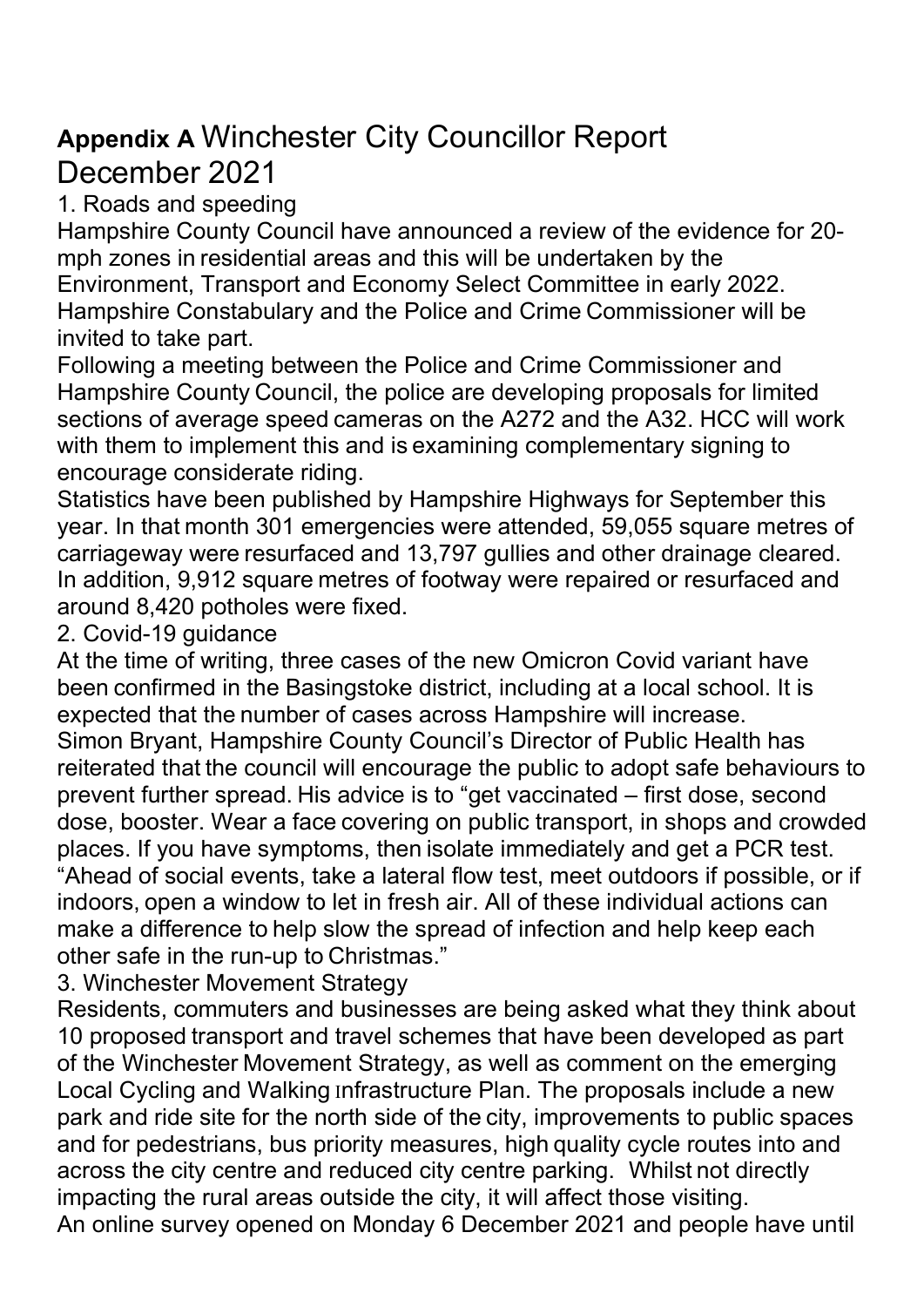# **Appendix A** Winchester City Councillor Report December 2021

## 1. Roads and speeding

Hampshire County Council have announced a review of the evidence for 20-mph zones in residential areas and this will be undertaken by the Environment, Transport and Economy Select Committee in early 2022. Hampshire Constabulary and the Police and Crime Commissioner will be invited to take part.

Following a meeting between the Police and Crime Commissioner and Hampshire County Council, the police are developing proposals for limited sections of average speed cameras on the A272 and the A32. HCC will work with them to implement this and is examining complementary signing to encourage considerate riding.

Statistics have been published by Hampshire Highways for September this year. In that month 301 emergencies were attended, 59,055 square metres of carriageway were resurfaced and 13,797 gullies and other drainage cleared. In addition, 9,912 square metres of footway were repaired or resurfaced and around 8,420 potholes were fixed.

## 2. Covid-19 guidance

At the time of writing, three cases of the new Omicron Covid variant have been confirmed in the Basingstoke district, including at a local school. It is expected that the number of cases across Hampshire will increase.

Simon Bryant, Hampshire County Council's Director of Public Health has reiterated that the council will encourage the public to adopt safe behaviours to prevent further spread. His advice is to "get vaccinated – first dose, second dose, booster. Wear a face covering on public transport, in shops and crowded places. If you have symptoms, then isolate immediately and get a PCR test.

"Ahead of social events, take a lateral flow test, meet outdoors if possible, or if indoors, open a window to let in fresh air. All of these individual actions can make a difference to help slow the spread of infection and help keep each other safe in the run-up to Christmas."

## 3. Winchester Movement Strategy

Residents, commuters and businesses are being asked what they think about 10 proposed transport and travel schemes that have been developed as part of the Winchester Movement Strategy, as well as comment on the emerging Local Cycling and Walking Infrastructure Plan. The proposals include a new park and ride site for the north side of the city, improvements to public spaces and for pedestrians, bus priority measures, high quality cycle routes into and across the city centre and reduced city centre parking. Whilst not directly impacting the rural areas outside the city, it will affect those visiting.

An online survey opened on Monday 6 December 2021 and people have until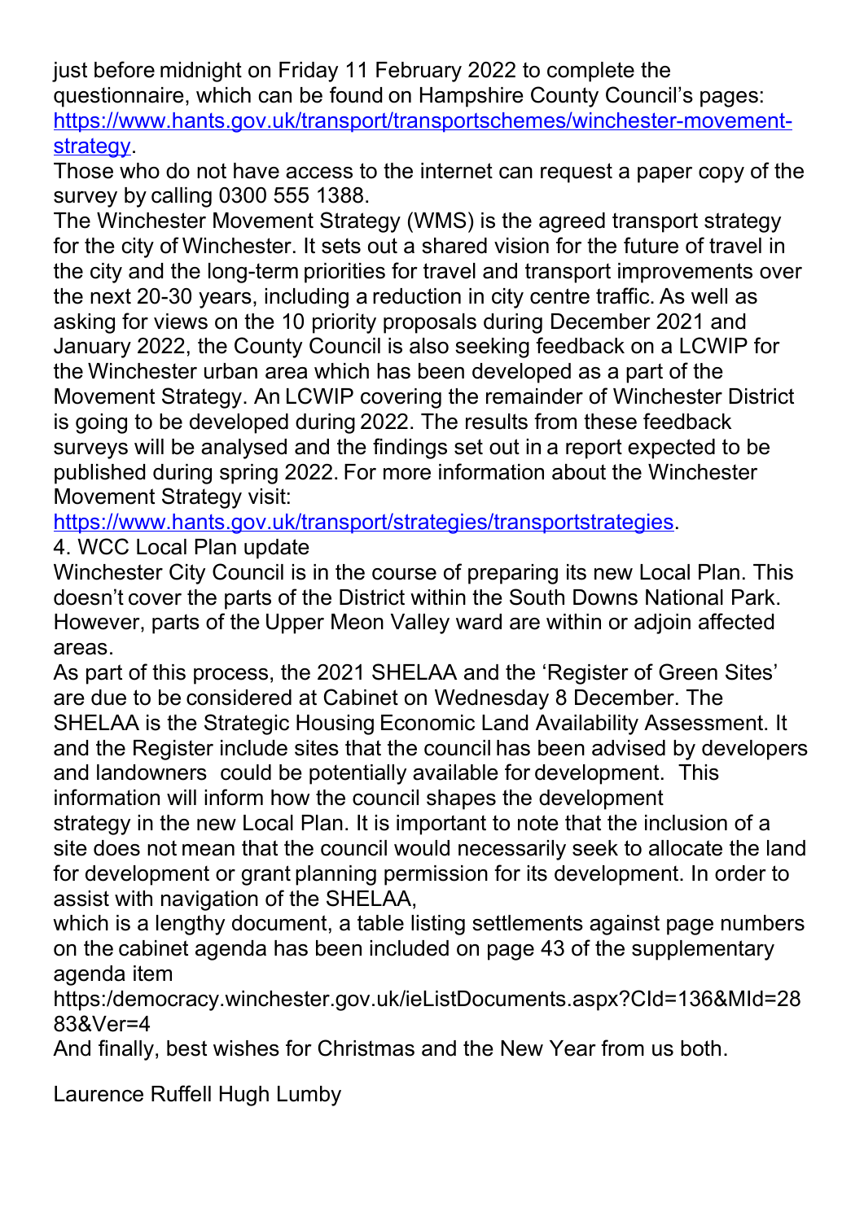just before midnight on Friday 11 February 2022 to complete the questionnaire, which can be found on Hampshire County Council's pages: [https://www.hants.gov.uk/transport/transportschemes/winchester-movement-strategy](https://www.hants.gov.uk/transport/transportschemes/winchester-movement-strategy).

Those who do not have access to the internet can request a paper copy of the survey by calling 0300 555 1388.

The Winchester Movement Strategy (WMS) is the agreed transport strategy for the city of Winchester. It sets out a shared vision for the future of travel in the city and the long-term priorities for travel and transport improvements over the next 20-30 years, including a reduction in city centre traffic. As well as asking for views on the 10 priority proposals during December 2021 and January 2022, the County Council is also seeking feedback on a LCWIP for the Winchester urban area which has been developed as a part of the Movement Strategy. An LCWIP covering the remainder of Winchester District is going to be developed during 2022. The results from these feedback surveys will be analysed and the findings set out in a report expected to be published during spring 2022. For more information about the Winchester Movement Strategy visit:

[https://www.hants.gov.uk/transport/strategies/transportstrategies](https://www.hants.gov.uk/transport/strategies/transportstrategies).

4. WCC Local Plan update

Winchester City Council is in the course of preparing its new Local Plan. This doesn't cover the parts of the District within the South Downs National Park. However, parts of the Upper Meon Valley ward are within or adjoin affected areas.

As part of this process, the 2021 SHELAA and the 'Register of Green Sites' are due to be considered at Cabinet on Wednesday 8 December. The SHELAA is the Strategic Housing Economic Land Availability Assessment. It and the Register include sites that the council has been advised by developers and landowners could be potentially available for development. This information will inform how the council shapes the development strategy in the new Local Plan. It is important to note that the inclusion of a site does not mean that the council would necessarily seek to allocate the land for development or grant planning permission for its development. In order to assist with navigation of the SHELAA,

which is a lengthy document, a table listing settlements against page numbers on the cabinet agenda has been included on page 43 of the supplementary agenda item

https:/democracy.winchester.gov.uk/ieListDocuments.aspx?CId=136&MId=2883&Ver=4

And finally, best wishes for Christmas and the New Year from us both.

Laurence Ruffell Hugh Lumby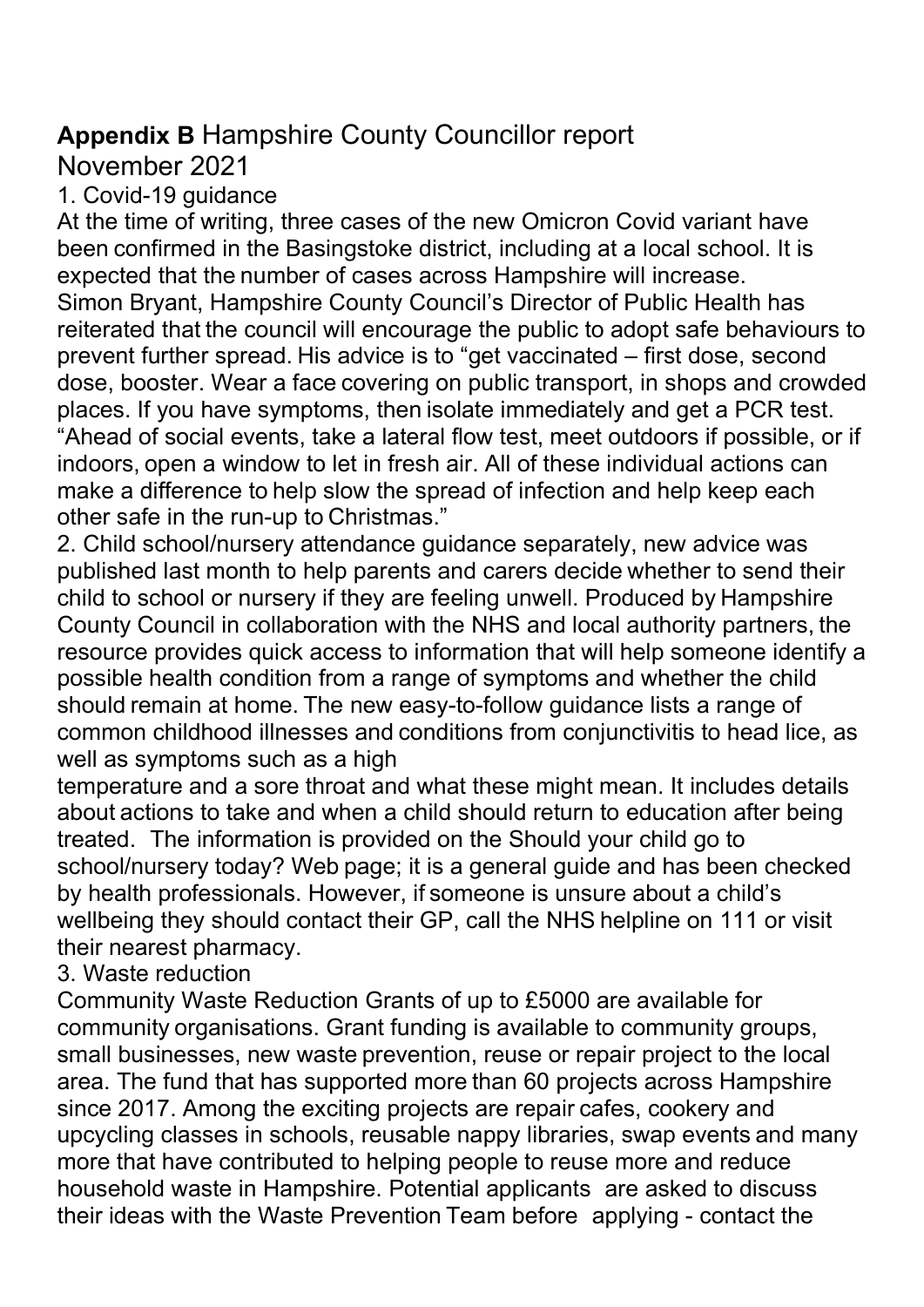## **Appendix B** Hampshire County Councillor report November 2021

1. Covid-19 guidance

At the time of writing, three cases of the new Omicron Covid variant have been confirmed in the Basingstoke district, including at a local school. It is expected that the number of cases across Hampshire will increase.

Simon Bryant, Hampshire County Council's Director of Public Health has reiterated that the council will encourage the public to adopt safe behaviours to prevent further spread. His advice is to "get vaccinated – first dose, second dose, booster. Wear a face covering on public transport, in shops and crowded places. If you have symptoms, then isolate immediately and get a PCR test.

"Ahead of social events, take a lateral flow test, meet outdoors if possible, or if indoors, open a window to let in fresh air. All of these individual actions can make a difference to help slow the spread of infection and help keep each other safe in the run-up to Christmas."

2. Child school/nursery attendance guidance separately, new advice was published last month to help parents and carers decide whether to send their child to school or nursery if they are feeling unwell. Produced by Hampshire County Council in collaboration with the NHS and local authority partners, the resource provides quick access to information that will help someone identify a possible health condition from a range of symptoms and whether the child should remain at home. The new easy-to-follow guidance lists a range of common childhood illnesses and conditions from conjunctivitis to head lice, as well as symptoms such as a high temperature and a sore throat and what these might mean. It includes details about actions to take and when a child should return to education after being treated. The information is provided on the Should your child go to school/nursery today? Web page; it is a general guide and has been checked by health professionals. However, if someone is unsure about a child's wellbeing they should contact their GP, call the NHS helpline on 111 or visit their nearest pharmacy.

3. Waste reduction

Community Waste Reduction Grants of up to £5000 are available for community organisations. Grant funding is available to community groups, small businesses, new waste prevention, reuse or repair project to the local area. The fund that has supported more than 60 projects across Hampshire since 2017. Among the exciting projects are repair cafes, cookery and upcycling classes in schools, reusable nappy libraries, swap events and many more that have contributed to helping people to reuse more and reduce household waste in Hampshire. Potential applicants are asked to discuss their ideas with the Waste Prevention Team before applying - contact the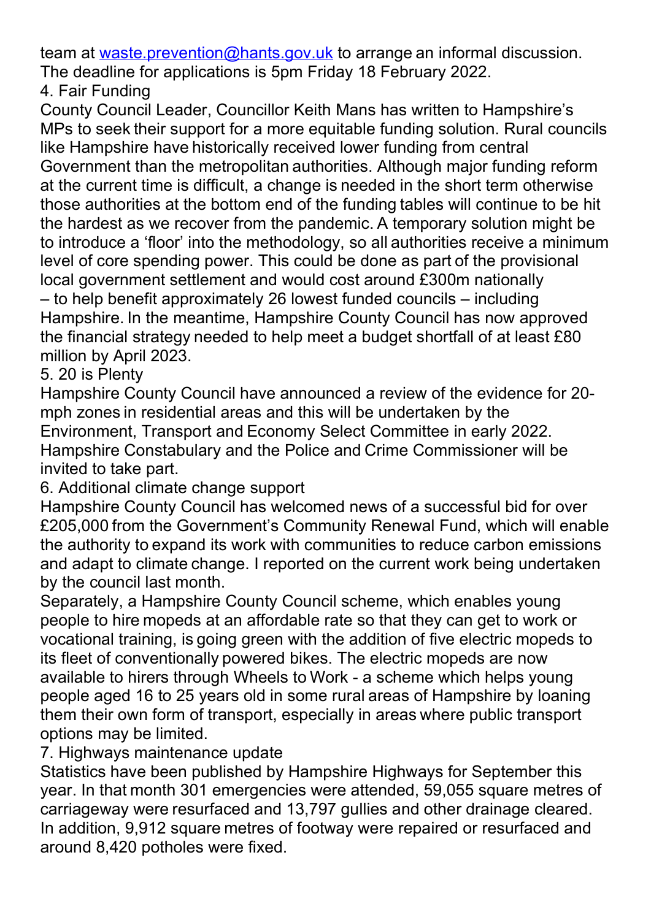team at [waste.prevention@hants.gov.uk](mailto:waste.prevention@hants.gov.uk) to arrange an informal discussion. The deadline for applications is 5pm Friday 18 February 2022.

4. Fair Funding

County Council Leader, Councillor Keith Mans has written to Hampshire's MPs to seek their support for a more equitable funding solution. Rural councils like Hampshire have historically received lower funding from central Government than the metropolitan authorities. Although major funding reform at the current time is difficult, a change is needed in the short term otherwise those authorities at the bottom end of the funding tables will continue to be hit the hardest as we recover from the pandemic. A temporary solution might be to introduce a 'floor' into the methodology, so all authorities receive a minimum level of core spending power. This could be done as part of the provisional local government settlement and would cost around £300m nationally – to help benefit approximately 26 lowest funded councils – including Hampshire. In the meantime, Hampshire County Council has now approved the financial strategy needed to help meet a budget shortfall of at least £80 million by April 2023.

5. 20 is Plenty

Hampshire County Council have announced a review of the evidence for 20-mph zones in residential areas and this will be undertaken by the Environment, Transport and Economy Select Committee in early 2022. Hampshire Constabulary and the Police and Crime Commissioner will be invited to take part.

6. Additional climate change support

Hampshire County Council has welcomed news of a successful bid for over £205,000 from the Government's Community Renewal Fund, which will enable the authority to expand its work with communities to reduce carbon emissions and adapt to climate change. I reported on the current work being undertaken by the council last month.

Separately, a Hampshire County Council scheme, which enables young people to hire mopeds at an affordable rate so that they can get to work or vocational training, is going green with the addition of five electric mopeds to its fleet of conventionally powered bikes. The electric mopeds are now available to hirers through Wheels to Work - a scheme which helps young people aged 16 to 25 years old in some rural areas of Hampshire by loaning them their own form of transport, especially in areas where public transport options may be limited.

7. Highways maintenance update

Statistics have been published by Hampshire Highways for September this year. In that month 301 emergencies were attended, 59,055 square metres of carriageway were resurfaced and 13,797 gullies and other drainage cleared. In addition, 9,912 square metres of footway were repaired or resurfaced and around 8,420 potholes were fixed.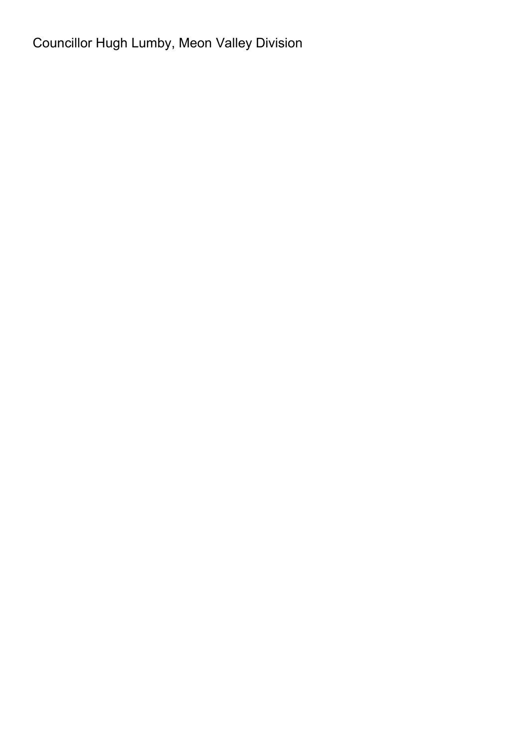Councillor Hugh Lumby, Meon Valley Division